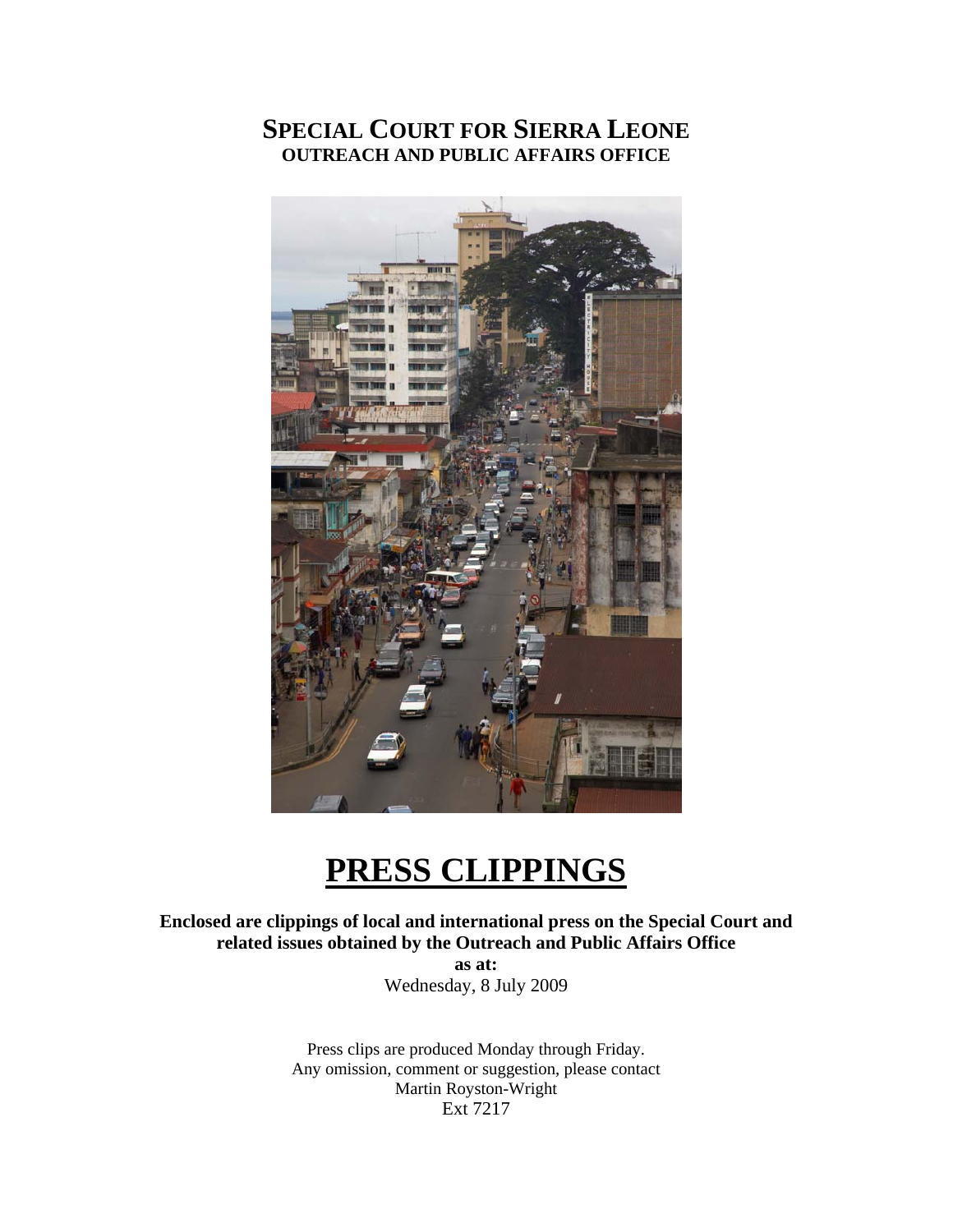# SPECIAL COURT FOR SIERRA LEONE
## OUTREACH AND PUBLIC AFFAIRS OFFICE

# PRESS CLIPPINGS

**Enclosed are clippings of local and international press on the Special Court and related issues obtained by the Outreach and Public Affairs Office**
**as at:**
Wednesday, 8 July 2009

Press clips are produced Monday through Friday.
Any omission, comment or suggestion, please contact
Martin Royston-Wright
Ext 7217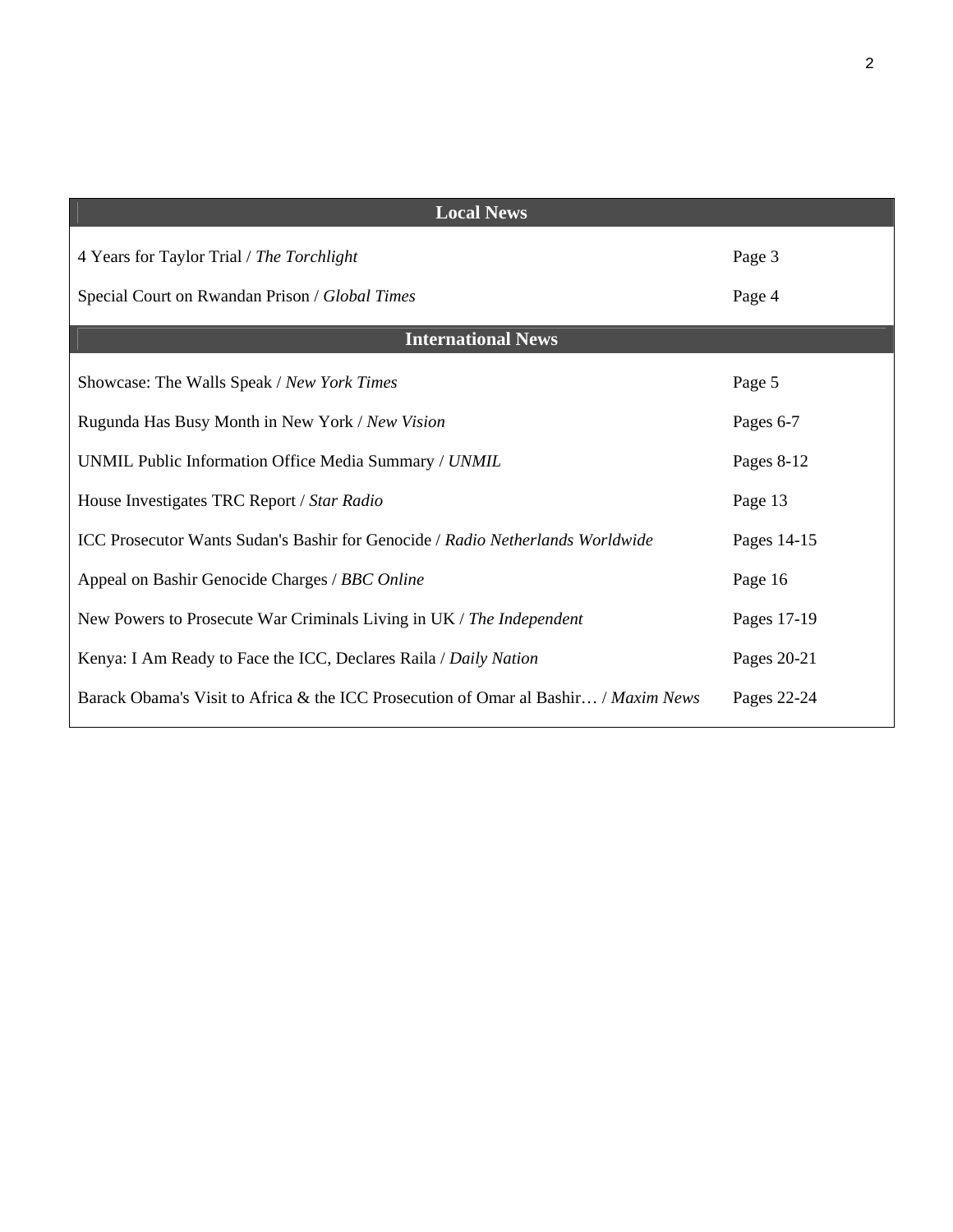| Local News | |
| --- | --- |
| 4 Years for Taylor Trial / *The Torchlight* | Page 3 |
| Special Court on Rwandan Prison / *Global Times* | Page 4 |
| **International News** | |
| Showcase: The Walls Speak / *New York Times* | Page 5 |
| Rugunda Has Busy Month in New York / *New Vision* | Pages 6-7 |
| UNMIL Public Information Office Media Summary / *UNMIL* | Pages 8-12 |
| House Investigates TRC Report / *Star Radio* | Page 13 |
| ICC Prosecutor Wants Sudan's Bashir for Genocide / *Radio Netherlands Worldwide* | Pages 14-15 |
| Appeal on Bashir Genocide Charges / *BBC Online* | Page 16 |
| New Powers to Prosecute War Criminals Living in UK / *The Independent* | Pages 17-19 |
| Kenya: I Am Ready to Face the ICC, Declares Raila / *Daily Nation* | Pages 20-21 |
| Barack Obama's Visit to Africa & the ICC Prosecution of Omar al Bashir… / *Maxim News* | Pages 22-24 |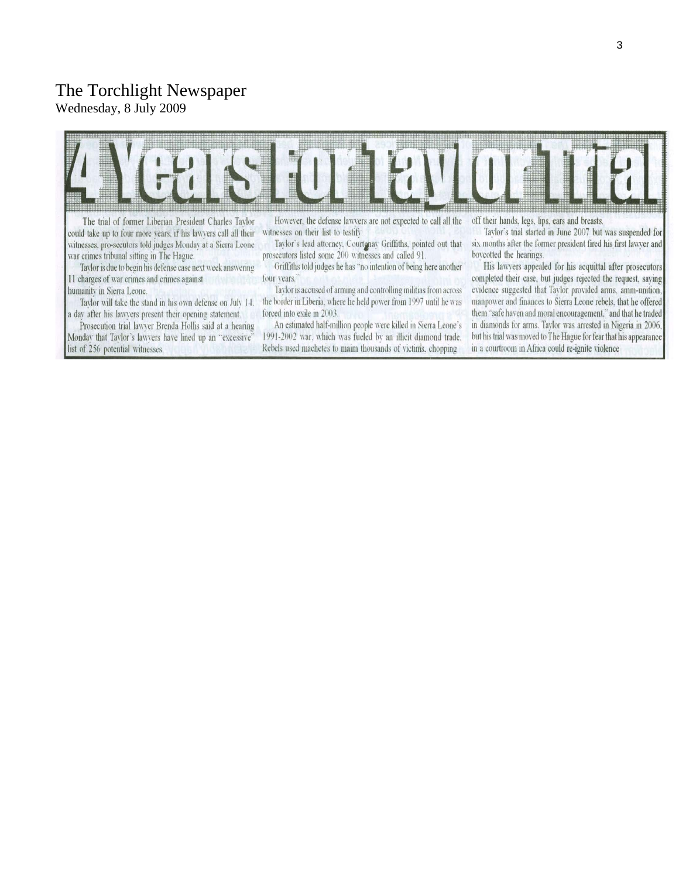The Torchlight Newspaper
Wednesday, 8 July 2009

# 4 Years For Taylor Trial

The trial of former Liberian President Charles Taylor could take up to four more years, if his lawyers call all their witnesses, pro-secutors told judges Monday at a Sierra Leone war crimes tribunal sitting in The Hague.

Taylor is due to begin his defense case next week answering 11 charges of war crimes and crimes against humanity in Sierra Leone.

Taylor will take the stand in his own defense on July 14, a day after his lawyers present their opening statement.

Prosecution trial lawyer Brenda Hollis said at a hearing Monday that Taylor's lawyers have lined up an "excessive" list of 256 potential witnesses.

However, the defense lawyers are not expected to call all the witnesses on their list to testify.

Taylor's lead attorney, Courtenay Griffiths, pointed out that prosecutors listed some 200 witnesses and called 91.

Griffiths told judges he has "no intention of being here another four years."

Taylor is accused of arming and controlling militias from across the border in Liberia, where he held power from 1997 until he was forced into exile in 2003.

An estimated half-million people were killed in Sierra Leone's 1991-2002 war, which was fueled by an illicit diamond trade. Rebels used machetes to maim thousands of victims, chopping off their hands, legs, lips, ears and breasts.

Taylor's trial started in June 2007 but was suspended for six months after the former president fired his first lawyer and boycotted the hearings.

His lawyers appealed for his acquittal after prosecutors completed their case, but judges rejected the request, saying evidence suggested that Taylor provided arms, amm-unition, manpower and finances to Sierra Leone rebels, that he offered them "safe haven and moral encouragement," and that he traded in diamonds for arms. Taylor was arrested in Nigeria in 2006, but his trial was moved to The Hague for fear that his appearance in a courtroom in Africa could re-ignite violence.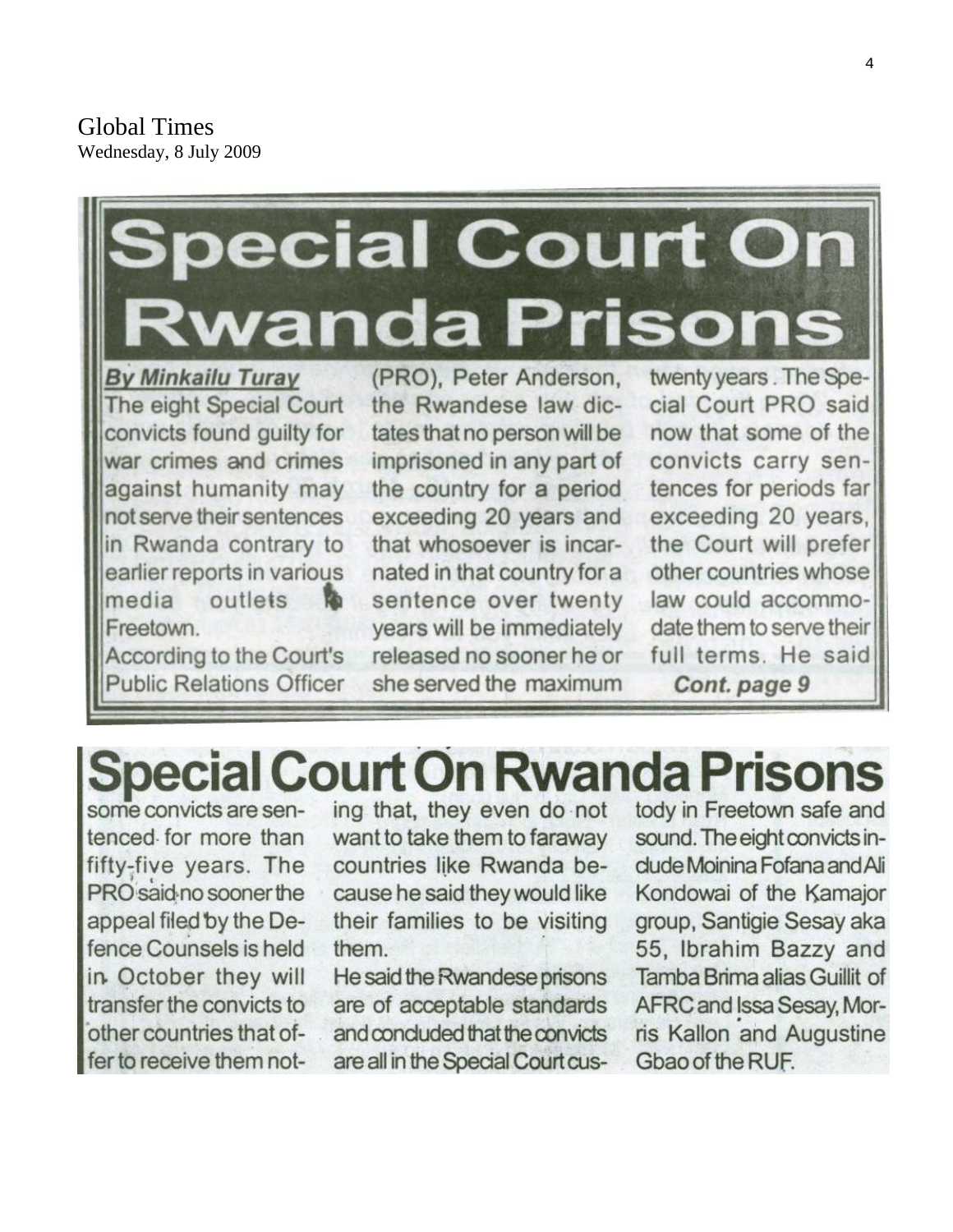Global Times
Wednesday, 8 July 2009

# Special Court On Rwanda Prisons

**By Minkailu Turay**

The eight Special Court convicts found guilty for war crimes and crimes against humanity may not serve their sentences in Rwanda contrary to earlier reports in various media outlets Freetown.

According to the Court's Public Relations Officer (PRO), Peter Anderson, the Rwandese law dictates that no person will be imprisoned in any part of the country for a period exceeding 20 years and that whosoever is incarnated in that country for a sentence over twenty years will be immediately released no sooner he or she served the maximum twenty years. The Special Court PRO said now that some of the convicts carry sentences for periods far exceeding 20 years, the Court will prefer other countries whose law could accommodate them to serve their full terms. He said

**Cont. page 9**

# Special Court On Rwanda Prisons

some convicts are sentenced for more than fifty-five years. The PRO said no sooner the appeal filed by the Defence Counsels is held in October they will transfer the convicts to other countries that offer to receive them noting that, they even do not want to take them to faraway countries like Rwanda because he said they would like their families to be visiting them.

He said the Rwandese prisons are of acceptable standards and concluded that the convicts are all in the Special Court custody in Freetown safe and sound. The eight convicts include Moinina Fofana and Ali Kondowai of the Kamajor group, Santigie Sesay aka 55, Ibrahim Bazzy and Tamba Brima alias Guillit of AFRC and Issa Sesay, Morris Kallon and Augustine Gbao of the RUF.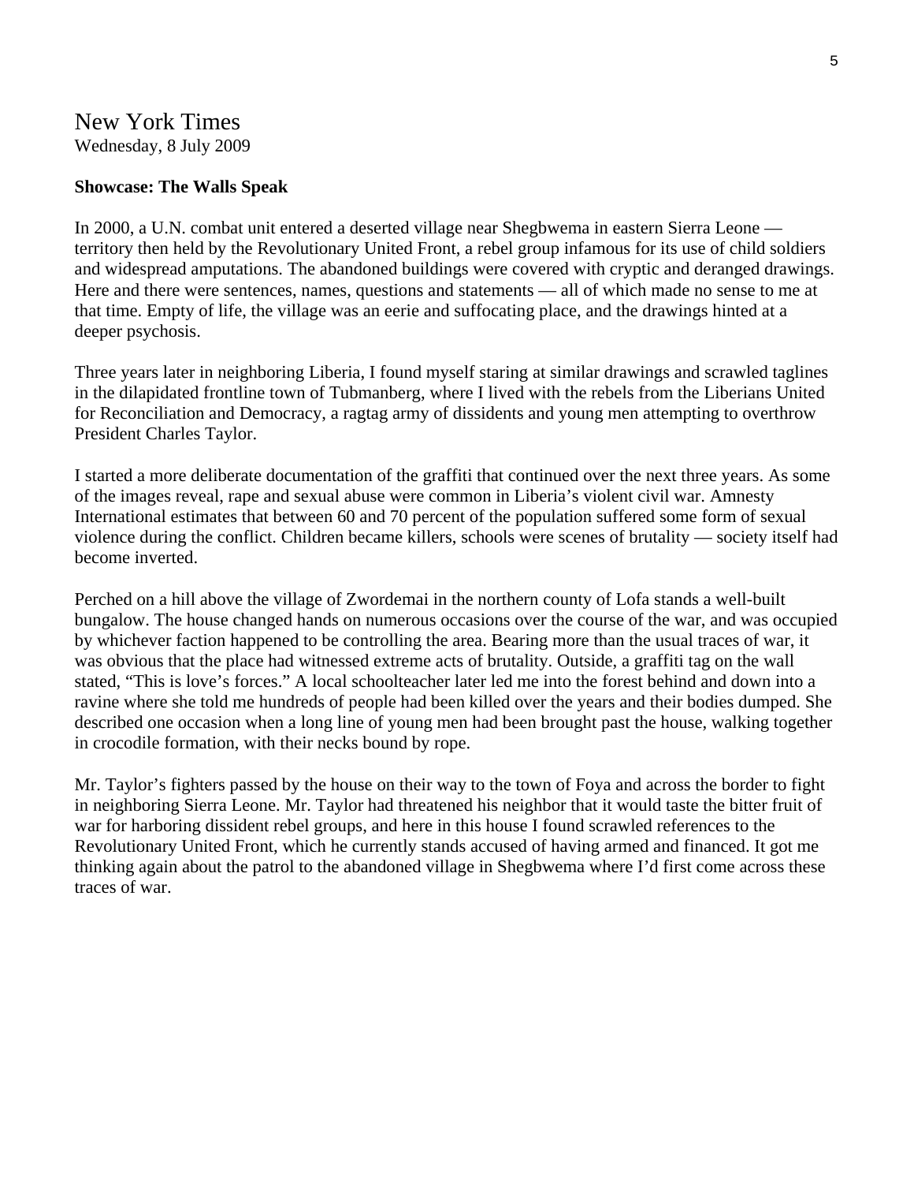New York Times
Wednesday, 8 July 2009

**Showcase: The Walls Speak**

In 2000, a U.N. combat unit entered a deserted village near Shegbwema in eastern Sierra Leone — territory then held by the Revolutionary United Front, a rebel group infamous for its use of child soldiers and widespread amputations. The abandoned buildings were covered with cryptic and deranged drawings. Here and there were sentences, names, questions and statements — all of which made no sense to me at that time. Empty of life, the village was an eerie and suffocating place, and the drawings hinted at a deeper psychosis.

Three years later in neighboring Liberia, I found myself staring at similar drawings and scrawled taglines in the dilapidated frontline town of Tubmanberg, where I lived with the rebels from the Liberians United for Reconciliation and Democracy, a ragtag army of dissidents and young men attempting to overthrow President Charles Taylor.

I started a more deliberate documentation of the graffiti that continued over the next three years. As some of the images reveal, rape and sexual abuse were common in Liberia's violent civil war. Amnesty International estimates that between 60 and 70 percent of the population suffered some form of sexual violence during the conflict. Children became killers, schools were scenes of brutality — society itself had become inverted.

Perched on a hill above the village of Zwordemai in the northern county of Lofa stands a well-built bungalow. The house changed hands on numerous occasions over the course of the war, and was occupied by whichever faction happened to be controlling the area. Bearing more than the usual traces of war, it was obvious that the place had witnessed extreme acts of brutality. Outside, a graffiti tag on the wall stated, "This is love's forces." A local schoolteacher later led me into the forest behind and down into a ravine where she told me hundreds of people had been killed over the years and their bodies dumped. She described one occasion when a long line of young men had been brought past the house, walking together in crocodile formation, with their necks bound by rope.

Mr. Taylor's fighters passed by the house on their way to the town of Foya and across the border to fight in neighboring Sierra Leone. Mr. Taylor had threatened his neighbor that it would taste the bitter fruit of war for harboring dissident rebel groups, and here in this house I found scrawled references to the Revolutionary United Front, which he currently stands accused of having armed and financed. It got me thinking again about the patrol to the abandoned village in Shegbwema where I'd first come across these traces of war.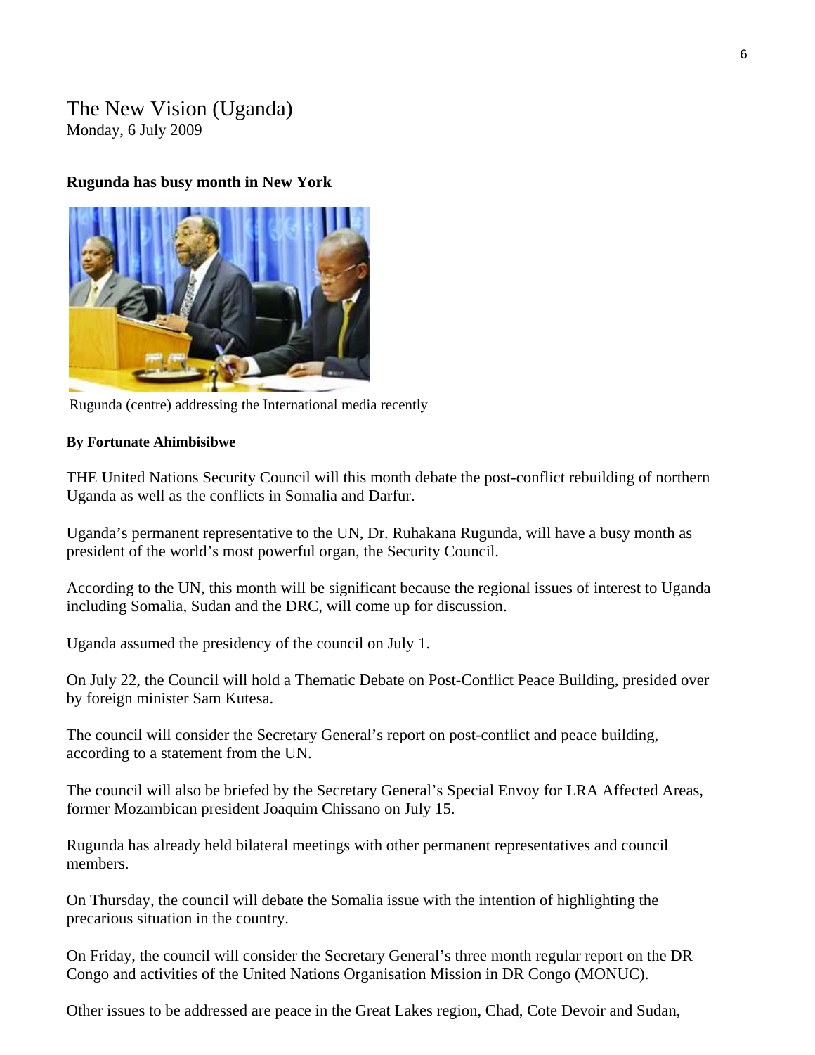The New Vision (Uganda)
Monday, 6 July 2009

**Rugunda has busy month in New York**

Rugunda (centre) addressing the International media recently

**By Fortunate Ahimbisibwe**

THE United Nations Security Council will this month debate the post-conflict rebuilding of northern Uganda as well as the conflicts in Somalia and Darfur.

Uganda's permanent representative to the UN, Dr. Ruhakana Rugunda, will have a busy month as president of the world's most powerful organ, the Security Council.

According to the UN, this month will be significant because the regional issues of interest to Uganda including Somalia, Sudan and the DRC, will come up for discussion.

Uganda assumed the presidency of the council on July 1.

On July 22, the Council will hold a Thematic Debate on Post-Conflict Peace Building, presided over by foreign minister Sam Kutesa.

The council will consider the Secretary General's report on post-conflict and peace building, according to a statement from the UN.

The council will also be briefed by the Secretary General's Special Envoy for LRA Affected Areas, former Mozambican president Joaquim Chissano on July 15.

Rugunda has already held bilateral meetings with other permanent representatives and council members.

On Thursday, the council will debate the Somalia issue with the intention of highlighting the precarious situation in the country.

On Friday, the council will consider the Secretary General's three month regular report on the DR Congo and activities of the United Nations Organisation Mission in DR Congo (MONUC).

Other issues to be addressed are peace in the Great Lakes region, Chad, Cote Devoir and Sudan,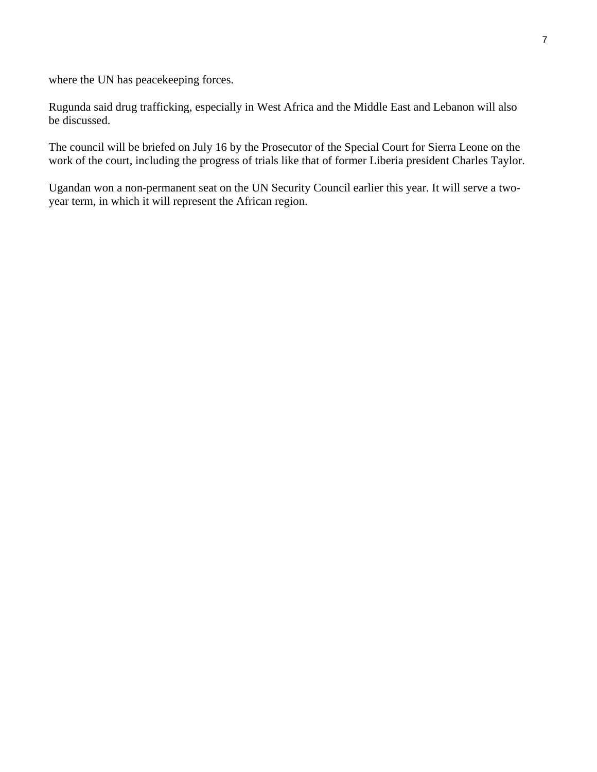where the UN has peacekeeping forces.

Rugunda said drug trafficking, especially in West Africa and the Middle East and Lebanon will also be discussed.

The council will be briefed on July 16 by the Prosecutor of the Special Court for Sierra Leone on the work of the court, including the progress of trials like that of former Liberia president Charles Taylor.

Ugandan won a non-permanent seat on the UN Security Council earlier this year. It will serve a two-year term, in which it will represent the African region.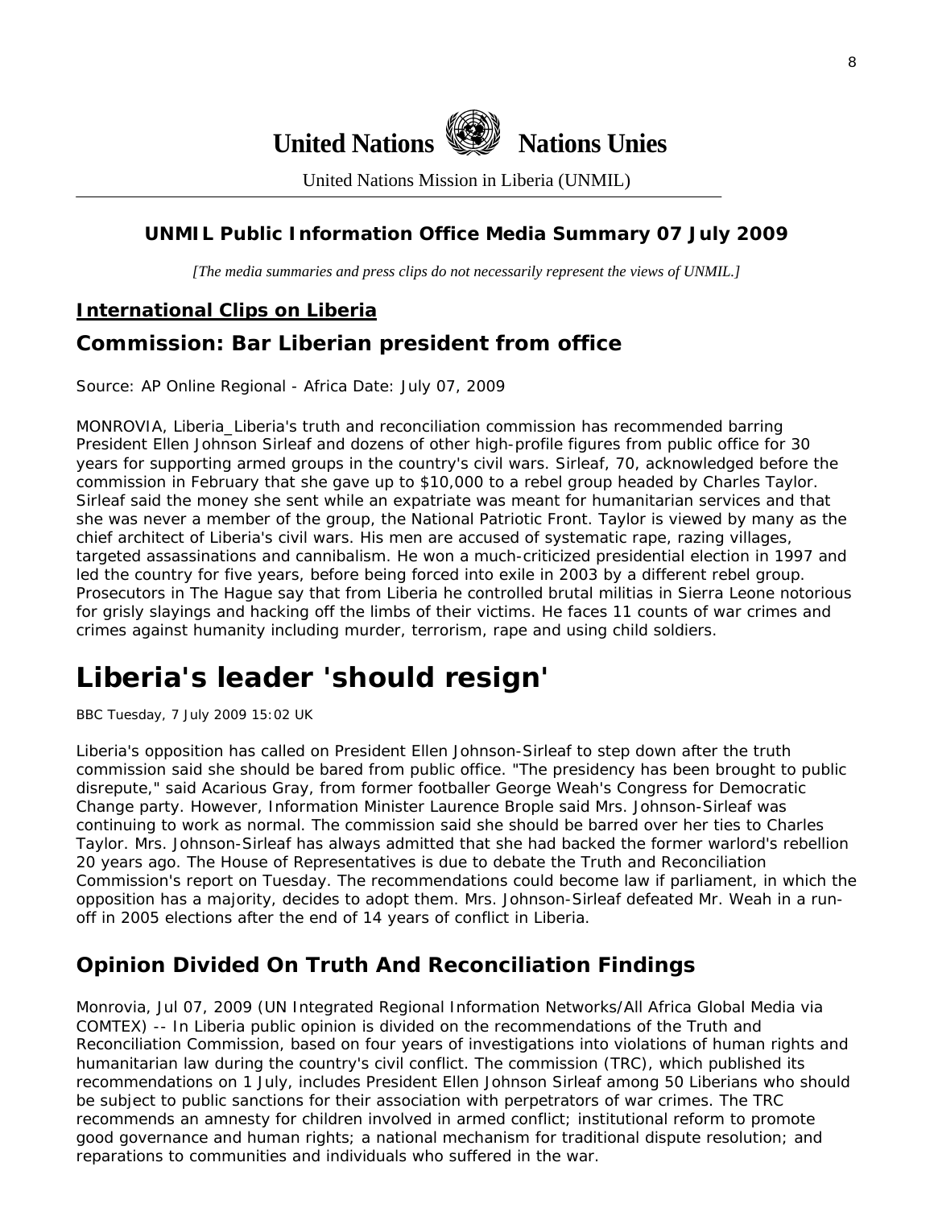# United Nations Nations Unies

United Nations Mission in Liberia (UNMIL)

## UNMIL Public Information Office Media Summary 07 July 2009

*[The media summaries and press clips do not necessarily represent the views of UNMIL.]*

### International Clips on Liberia

## Commission: Bar Liberian president from office

Source: AP Online Regional - Africa Date: July 07, 2009

MONROVIA, Liberia_Liberia's truth and reconciliation commission has recommended barring President Ellen Johnson Sirleaf and dozens of other high-profile figures from public office for 30 years for supporting armed groups in the country's civil wars. Sirleaf, 70, acknowledged before the commission in February that she gave up to $10,000 to a rebel group headed by Charles Taylor. Sirleaf said the money she sent while an expatriate was meant for humanitarian services and that she was never a member of the group, the National Patriotic Front. Taylor is viewed by many as the chief architect of Liberia's civil wars. His men are accused of systematic rape, razing villages, targeted assassinations and cannibalism. He won a much-criticized presidential election in 1997 and led the country for five years, before being forced into exile in 2003 by a different rebel group. Prosecutors in The Hague say that from Liberia he controlled brutal militias in Sierra Leone notorious for grisly slayings and hacking off the limbs of their victims. He faces 11 counts of war crimes and crimes against humanity including murder, terrorism, rape and using child soldiers.

# Liberia's leader 'should resign'

BBC Tuesday, 7 July 2009 15:02 UK

Liberia's opposition has called on President Ellen Johnson-Sirleaf to step down after the truth commission said she should be bared from public office. "The presidency has been brought to public disrepute," said Acarious Gray, from former footballer George Weah's Congress for Democratic Change party. However, Information Minister Laurence Brople said Mrs. Johnson-Sirleaf was continuing to work as normal. The commission said she should be barred over her ties to Charles Taylor. Mrs. Johnson-Sirleaf has always admitted that she had backed the former warlord's rebellion 20 years ago. The House of Representatives is due to debate the Truth and Reconciliation Commission's report on Tuesday. The recommendations could become law if parliament, in which the opposition has a majority, decides to adopt them. Mrs. Johnson-Sirleaf defeated Mr. Weah in a run-off in 2005 elections after the end of 14 years of conflict in Liberia.

## Opinion Divided On Truth And Reconciliation Findings

Monrovia, Jul 07, 2009 (UN Integrated Regional Information Networks/All Africa Global Media via COMTEX) -- In Liberia public opinion is divided on the recommendations of the Truth and Reconciliation Commission, based on four years of investigations into violations of human rights and humanitarian law during the country's civil conflict. The commission (TRC), which published its recommendations on 1 July, includes President Ellen Johnson Sirleaf among 50 Liberians who should be subject to public sanctions for their association with perpetrators of war crimes. The TRC recommends an amnesty for children involved in armed conflict; institutional reform to promote good governance and human rights; a national mechanism for traditional dispute resolution; and reparations to communities and individuals who suffered in the war.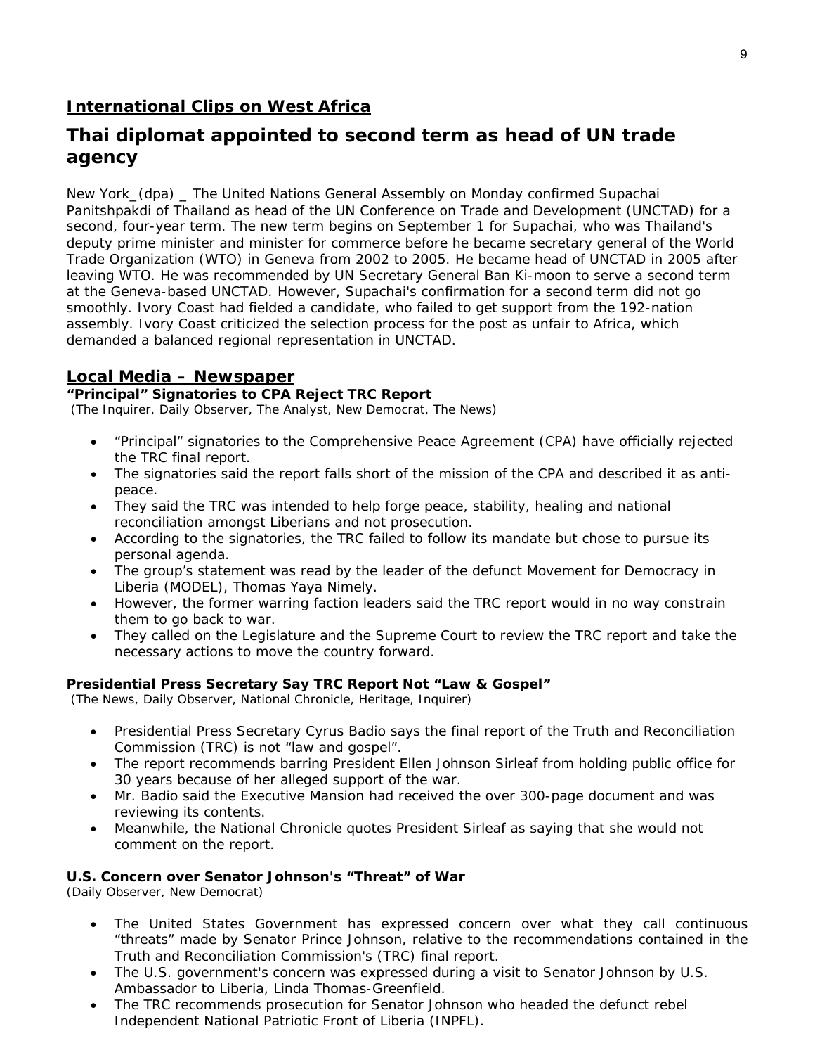## International Clips on West Africa

# Thai diplomat appointed to second term as head of UN trade agency

New York_(dpa) _ The United Nations General Assembly on Monday confirmed Supachai Panitshpakdi of Thailand as head of the UN Conference on Trade and Development (UNCTAD) for a second, four-year term. The new term begins on September 1 for Supachai, who was Thailand's deputy prime minister and minister for commerce before he became secretary general of the World Trade Organization (WTO) in Geneva from 2002 to 2005. He became head of UNCTAD in 2005 after leaving WTO. He was recommended by UN Secretary General Ban Ki-moon to serve a second term at the Geneva-based UNCTAD. However, Supachai's confirmation for a second term did not go smoothly. Ivory Coast had fielded a candidate, who failed to get support from the 192-nation assembly. Ivory Coast criticized the selection process for the post as unfair to Africa, which demanded a balanced regional representation in UNCTAD.

## Local Media – Newspaper

### "Principal" Signatories to CPA Reject TRC Report

(The Inquirer, Daily Observer, The Analyst, New Democrat, The News)

- "Principal" signatories to the Comprehensive Peace Agreement (CPA) have officially rejected the TRC final report.
- The signatories said the report falls short of the mission of the CPA and described it as anti-peace.
- They said the TRC was intended to help forge peace, stability, healing and national reconciliation amongst Liberians and not prosecution.
- According to the signatories, the TRC failed to follow its mandate but chose to pursue its personal agenda.
- The group's statement was read by the leader of the defunct Movement for Democracy in Liberia (MODEL), Thomas Yaya Nimely.
- However, the former warring faction leaders said the TRC report would in no way constrain them to go back to war.
- They called on the Legislature and the Supreme Court to review the TRC report and take the necessary actions to move the country forward.

### Presidential Press Secretary Say TRC Report Not "Law & Gospel"

(The News, Daily Observer, National Chronicle, Heritage, Inquirer)

- Presidential Press Secretary Cyrus Badio says the final report of the Truth and Reconciliation Commission (TRC) is not "law and gospel".
- The report recommends barring President Ellen Johnson Sirleaf from holding public office for 30 years because of her alleged support of the war.
- Mr. Badio said the Executive Mansion had received the over 300-page document and was reviewing its contents.
- Meanwhile, the National Chronicle quotes President Sirleaf as saying that she would not comment on the report.

### U.S. Concern over Senator Johnson's "Threat" of War

(Daily Observer, New Democrat)

- The United States Government has expressed concern over what they call continuous "threats" made by Senator Prince Johnson, relative to the recommendations contained in the Truth and Reconciliation Commission's (TRC) final report.
- The U.S. government's concern was expressed during a visit to Senator Johnson by U.S. Ambassador to Liberia, Linda Thomas-Greenfield.
- The TRC recommends prosecution for Senator Johnson who headed the defunct rebel Independent National Patriotic Front of Liberia (INPFL).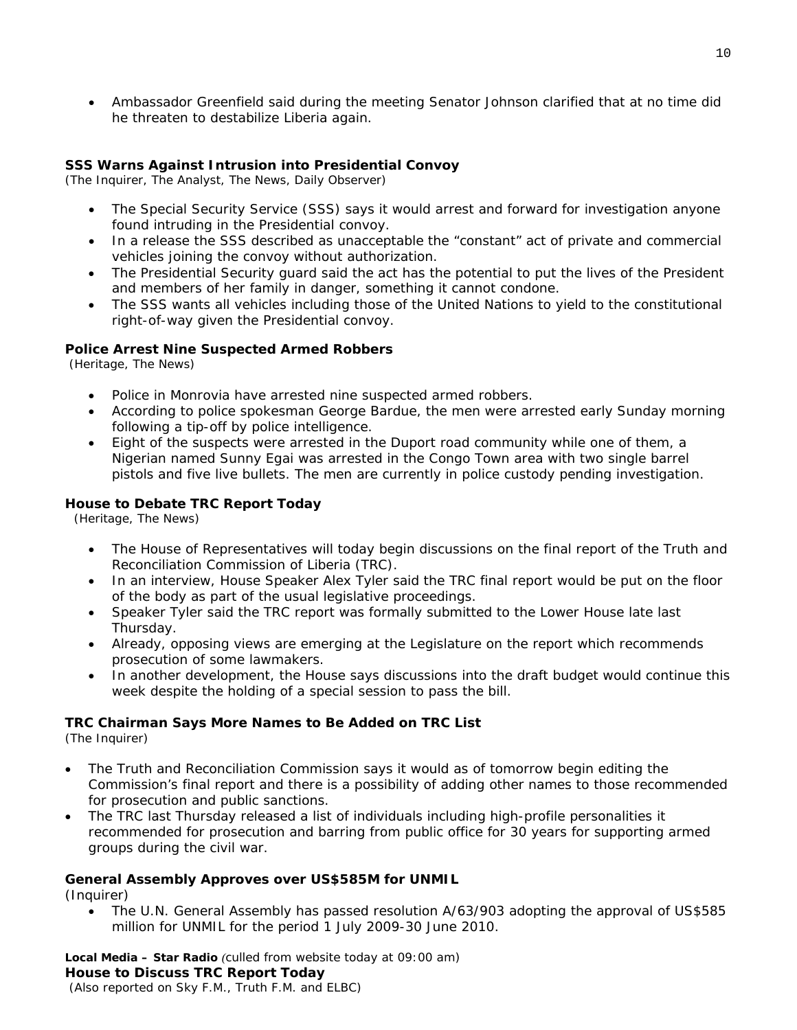- Ambassador Greenfield said during the meeting Senator Johnson clarified that at no time did he threaten to destabilize Liberia again.

**SSS Warns Against Intrusion into Presidential Convoy**
*(The Inquirer, The Analyst, The News, Daily Observer)*

- The Special Security Service (SSS) says it would arrest and forward for investigation anyone found intruding in the Presidential convoy.
- In a release the SSS described as unacceptable the "constant" act of private and commercial vehicles joining the convoy without authorization.
- The Presidential Security guard said the act has the potential to put the lives of the President and members of her family in danger, something it cannot condone.
- The SSS wants all vehicles including those of the United Nations to yield to the constitutional right-of-way given the Presidential convoy.

**Police Arrest Nine Suspected Armed Robbers**
*(Heritage, The News)*

- Police in Monrovia have arrested nine suspected armed robbers.
- According to police spokesman George Bardue, the men were arrested early Sunday morning following a tip-off by police intelligence.
- Eight of the suspects were arrested in the Duport road community while one of them, a Nigerian named Sunny Egai was arrested in the Congo Town area with two single barrel pistols and five live bullets. The men are currently in police custody pending investigation.

**House to Debate TRC Report Today**
*(Heritage, The News)*

- The House of Representatives will today begin discussions on the final report of the Truth and Reconciliation Commission of Liberia (TRC).
- In an interview, House Speaker Alex Tyler said the TRC final report would be put on the floor of the body as part of the usual legislative proceedings.
- Speaker Tyler said the TRC report was formally submitted to the Lower House late last Thursday.
- Already, opposing views are emerging at the Legislature on the report which recommends prosecution of some lawmakers.
- In another development, the House says discussions into the draft budget would continue this week despite the holding of a special session to pass the bill.

**TRC Chairman Says More Names to Be Added on TRC List**
*(The Inquirer)*

- The Truth and Reconciliation Commission says it would as of tomorrow begin editing the Commission's final report and there is a possibility of adding other names to those recommended for prosecution and public sanctions.
- The TRC last Thursday released a list of individuals including high-profile personalities it recommended for prosecution and barring from public office for 30 years for supporting armed groups during the civil war.

**General Assembly Approves over US$585M for UNMIL**
*(Inquirer)*

- The U.N. General Assembly has passed resolution A/63/903 adopting the approval of US$585 million for UNMIL for the period 1 July 2009-30 June 2010.

**Local Media – Star Radio** *(culled from website today at 09:00 am)*
**House to Discuss TRC Report Today**
*(Also reported on Sky F.M., Truth F.M. and ELBC)*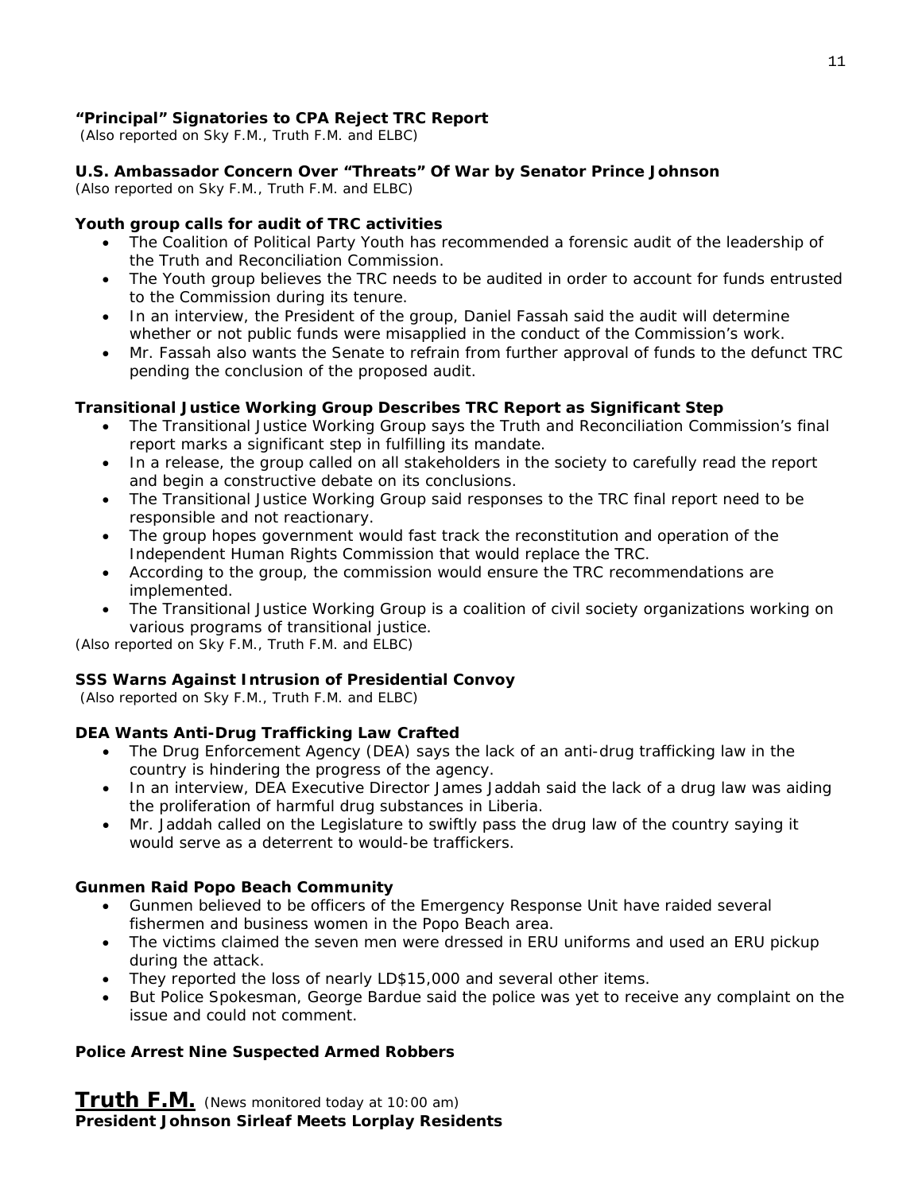**"Principal" Signatories to CPA Reject TRC Report**
*(Also reported on Sky F.M., Truth F.M. and ELBC)*

**U.S. Ambassador Concern Over "Threats" Of War by Senator Prince Johnson**
*(Also reported on Sky F.M., Truth F.M. and ELBC)*

**Youth group calls for audit of TRC activities**

- The Coalition of Political Party Youth has recommended a forensic audit of the leadership of the Truth and Reconciliation Commission.
- The Youth group believes the TRC needs to be audited in order to account for funds entrusted to the Commission during its tenure.
- In an interview, the President of the group, Daniel Fassah said the audit will determine whether or not public funds were misapplied in the conduct of the Commission's work.
- Mr. Fassah also wants the Senate to refrain from further approval of funds to the defunct TRC pending the conclusion of the proposed audit.

**Transitional Justice Working Group Describes TRC Report as Significant Step**

- The Transitional Justice Working Group says the Truth and Reconciliation Commission's final report marks a significant step in fulfilling its mandate.
- In a release, the group called on all stakeholders in the society to carefully read the report and begin a constructive debate on its conclusions.
- The Transitional Justice Working Group said responses to the TRC final report need to be responsible and not reactionary.
- The group hopes government would fast track the reconstitution and operation of the Independent Human Rights Commission that would replace the TRC.
- According to the group, the commission would ensure the TRC recommendations are implemented.
- The Transitional Justice Working Group is a coalition of civil society organizations working on various programs of transitional justice.

*(Also reported on Sky F.M., Truth F.M. and ELBC)*

**SSS Warns Against Intrusion of Presidential Convoy**
*(Also reported on Sky F.M., Truth F.M. and ELBC)*

**DEA Wants Anti-Drug Trafficking Law Crafted**

- The Drug Enforcement Agency (DEA) says the lack of an anti-drug trafficking law in the country is hindering the progress of the agency.
- In an interview, DEA Executive Director James Jaddah said the lack of a drug law was aiding the proliferation of harmful drug substances in Liberia.
- Mr. Jaddah called on the Legislature to swiftly pass the drug law of the country saying it would serve as a deterrent to would-be traffickers.

**Gunmen Raid Popo Beach Community**

- Gunmen believed to be officers of the Emergency Response Unit have raided several fishermen and business women in the Popo Beach area.
- The victims claimed the seven men were dressed in ERU uniforms and used an ERU pickup during the attack.
- They reported the loss of nearly LD$15,000 and several other items.
- But Police Spokesman, George Bardue said the police was yet to receive any complaint on the issue and could not comment.

**Police Arrest Nine Suspected Armed Robbers**

## Truth F.M. *(News monitored today at 10:00 am)*

**President Johnson Sirleaf Meets Lorplay Residents**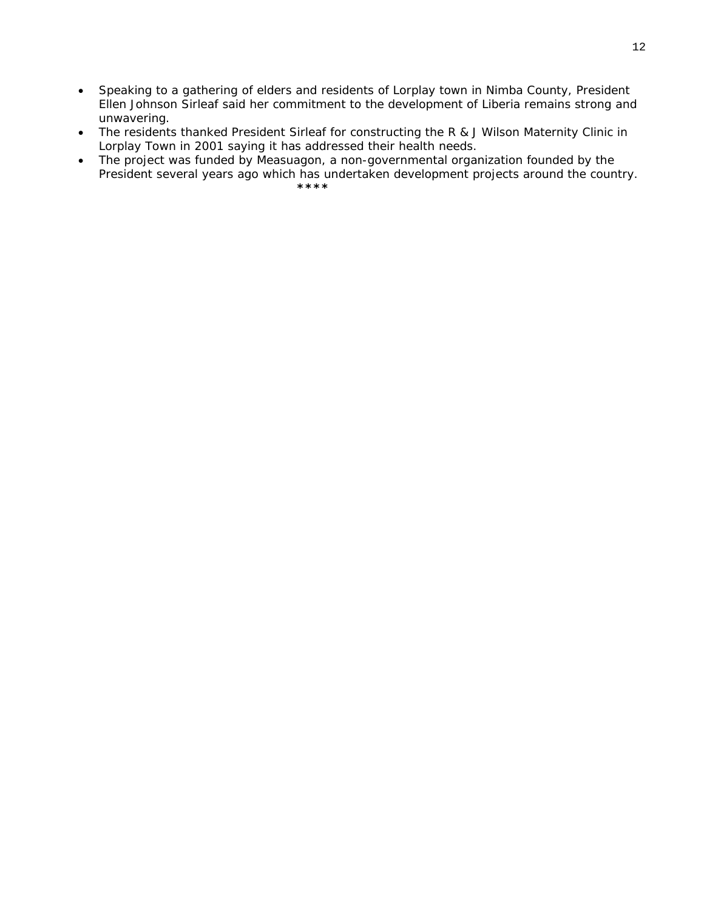- Speaking to a gathering of elders and residents of Lorplay town in Nimba County, President Ellen Johnson Sirleaf said her commitment to the development of Liberia remains strong and unwavering.
- The residents thanked President Sirleaf for constructing the R & J Wilson Maternity Clinic in Lorplay Town in 2001 saying it has addressed their health needs.
- The project was funded by Measuagon, a non-governmental organization founded by the President several years ago which has undertaken development projects around the country.

****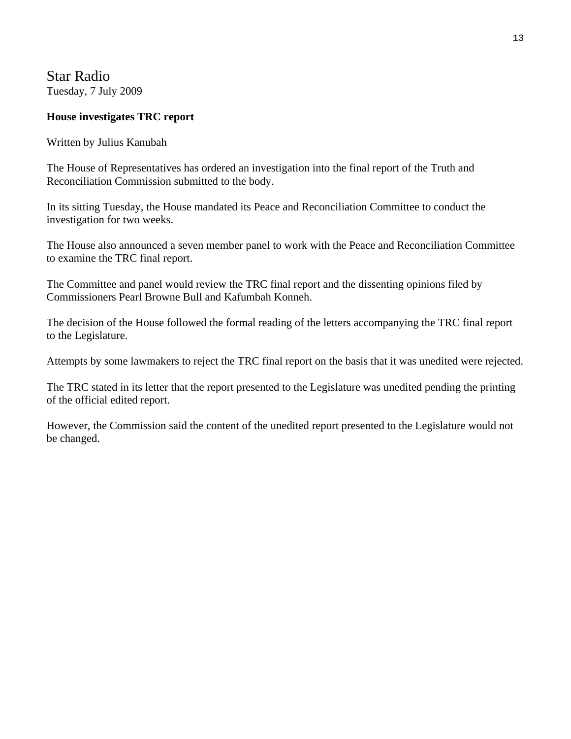## Star Radio

Tuesday, 7 July 2009

**House investigates TRC report**

Written by Julius Kanubah

The House of Representatives has ordered an investigation into the final report of the Truth and Reconciliation Commission submitted to the body.

In its sitting Tuesday, the House mandated its Peace and Reconciliation Committee to conduct the investigation for two weeks.

The House also announced a seven member panel to work with the Peace and Reconciliation Committee to examine the TRC final report.

The Committee and panel would review the TRC final report and the dissenting opinions filed by Commissioners Pearl Browne Bull and Kafumbah Konneh.

The decision of the House followed the formal reading of the letters accompanying the TRC final report to the Legislature.

Attempts by some lawmakers to reject the TRC final report on the basis that it was unedited were rejected.

The TRC stated in its letter that the report presented to the Legislature was unedited pending the printing of the official edited report.

However, the Commission said the content of the unedited report presented to the Legislature would not be changed.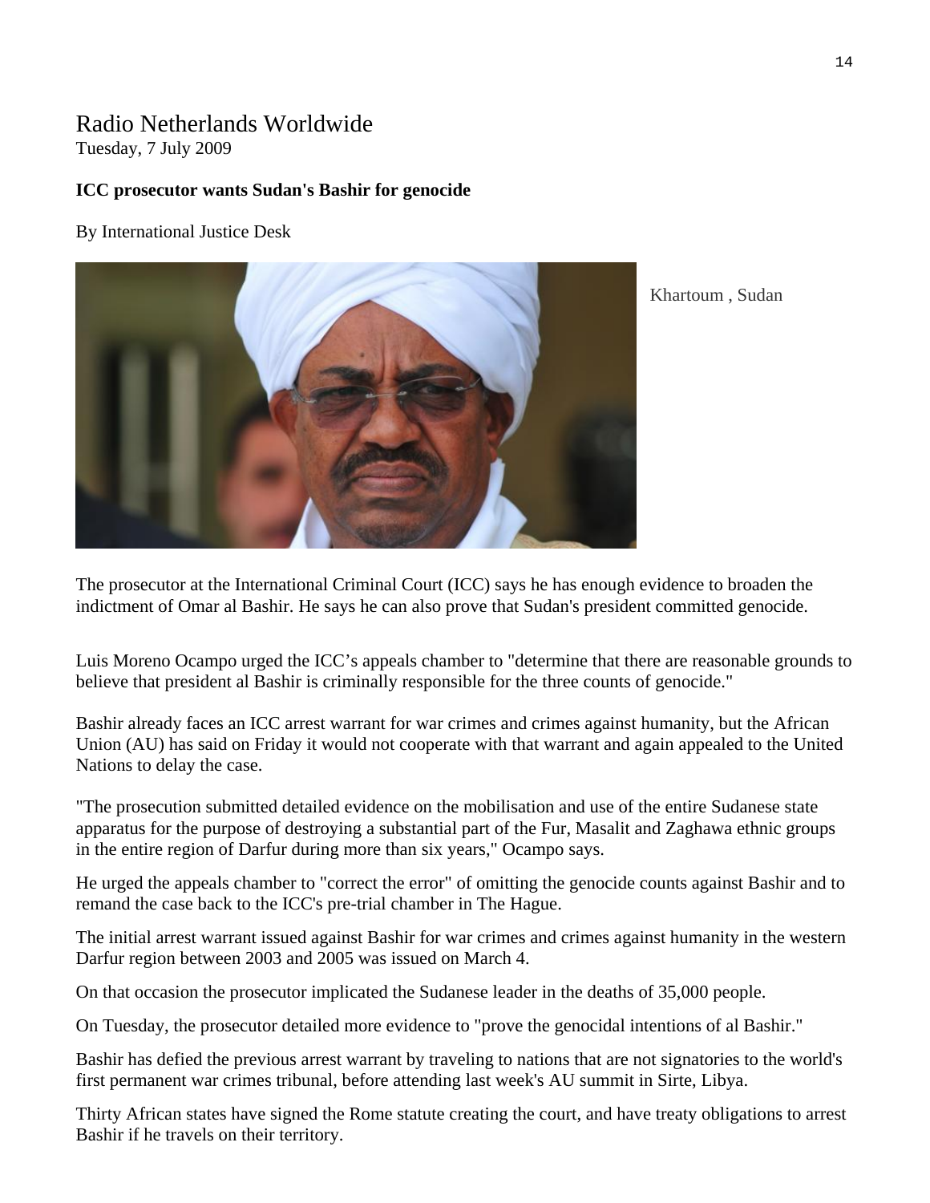# Radio Netherlands Worldwide

Tuesday, 7 July 2009

**ICC prosecutor wants Sudan's Bashir for genocide**

By International Justice Desk

Khartoum , Sudan

The prosecutor at the International Criminal Court (ICC) says he has enough evidence to broaden the indictment of Omar al Bashir. He says he can also prove that Sudan's president committed genocide.

Luis Moreno Ocampo urged the ICC's appeals chamber to "determine that there are reasonable grounds to believe that president al Bashir is criminally responsible for the three counts of genocide."

Bashir already faces an ICC arrest warrant for war crimes and crimes against humanity, but the African Union (AU) has said on Friday it would not cooperate with that warrant and again appealed to the United Nations to delay the case.

"The prosecution submitted detailed evidence on the mobilisation and use of the entire Sudanese state apparatus for the purpose of destroying a substantial part of the Fur, Masalit and Zaghawa ethnic groups in the entire region of Darfur during more than six years," Ocampo says.

He urged the appeals chamber to "correct the error" of omitting the genocide counts against Bashir and to remand the case back to the ICC's pre-trial chamber in The Hague.

The initial arrest warrant issued against Bashir for war crimes and crimes against humanity in the western Darfur region between 2003 and 2005 was issued on March 4.

On that occasion the prosecutor implicated the Sudanese leader in the deaths of 35,000 people.

On Tuesday, the prosecutor detailed more evidence to "prove the genocidal intentions of al Bashir."

Bashir has defied the previous arrest warrant by traveling to nations that are not signatories to the world's first permanent war crimes tribunal, before attending last week's AU summit in Sirte, Libya.

Thirty African states have signed the Rome statute creating the court, and have treaty obligations to arrest Bashir if he travels on their territory.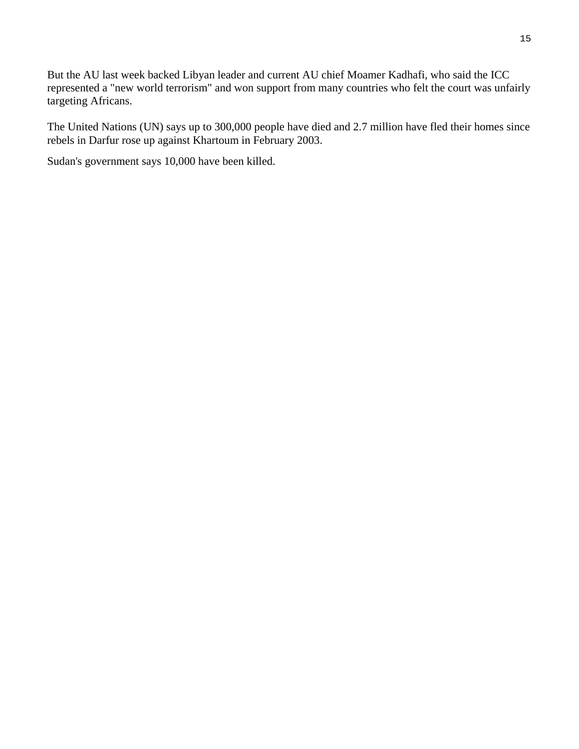But the AU last week backed Libyan leader and current AU chief Moamer Kadhafi, who said the ICC represented a "new world terrorism" and won support from many countries who felt the court was unfairly targeting Africans.

The United Nations (UN) says up to 300,000 people have died and 2.7 million have fled their homes since rebels in Darfur rose up against Khartoum in February 2003.

Sudan's government says 10,000 have been killed.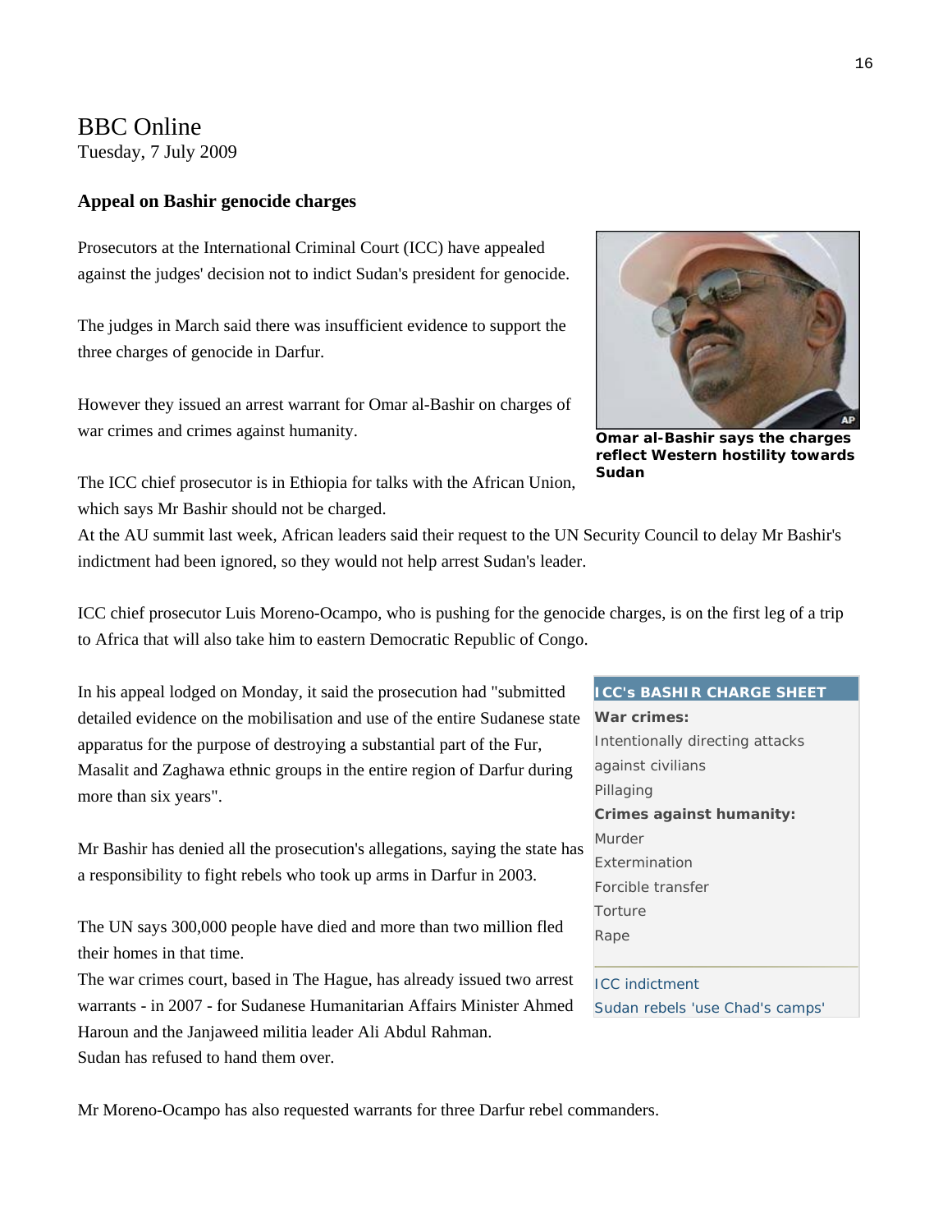BBC Online
Tuesday, 7 July 2009

**Appeal on Bashir genocide charges**

Prosecutors at the International Criminal Court (ICC) have appealed against the judges' decision not to indict Sudan's president for genocide.

The judges in March said there was insufficient evidence to support the three charges of genocide in Darfur.

However they issued an arrest warrant for Omar al-Bashir on charges of war crimes and crimes against humanity.

**Omar al-Bashir says the charges reflect Western hostility towards Sudan**

The ICC chief prosecutor is in Ethiopia for talks with the African Union, which says Mr Bashir should not be charged.

At the AU summit last week, African leaders said their request to the UN Security Council to delay Mr Bashir's indictment had been ignored, so they would not help arrest Sudan's leader.

ICC chief prosecutor Luis Moreno-Ocampo, who is pushing for the genocide charges, is on the first leg of a trip to Africa that will also take him to eastern Democratic Republic of Congo.

In his appeal lodged on Monday, it said the prosecution had "submitted detailed evidence on the mobilisation and use of the entire Sudanese state apparatus for the purpose of destroying a substantial part of the Fur, Masalit and Zaghawa ethnic groups in the entire region of Darfur during more than six years".

Mr Bashir has denied all the prosecution's allegations, saying the state has a responsibility to fight rebels who took up arms in Darfur in 2003.

The UN says 300,000 people have died and more than two million fled their homes in that time.

The war crimes court, based in The Hague, has already issued two arrest warrants - in 2007 - for Sudanese Humanitarian Affairs Minister Ahmed Haroun and the Janjaweed militia leader Ali Abdul Rahman.

Sudan has refused to hand them over.

Mr Moreno-Ocampo has also requested warrants for three Darfur rebel commanders.

**ICC's BASHIR CHARGE SHEET**

**War crimes:**
Intentionally directing attacks against civilians
Pillaging

**Crimes against humanity:**
Murder
Extermination
Forcible transfer
Torture
Rape

ICC indictment
Sudan rebels 'use Chad's camps'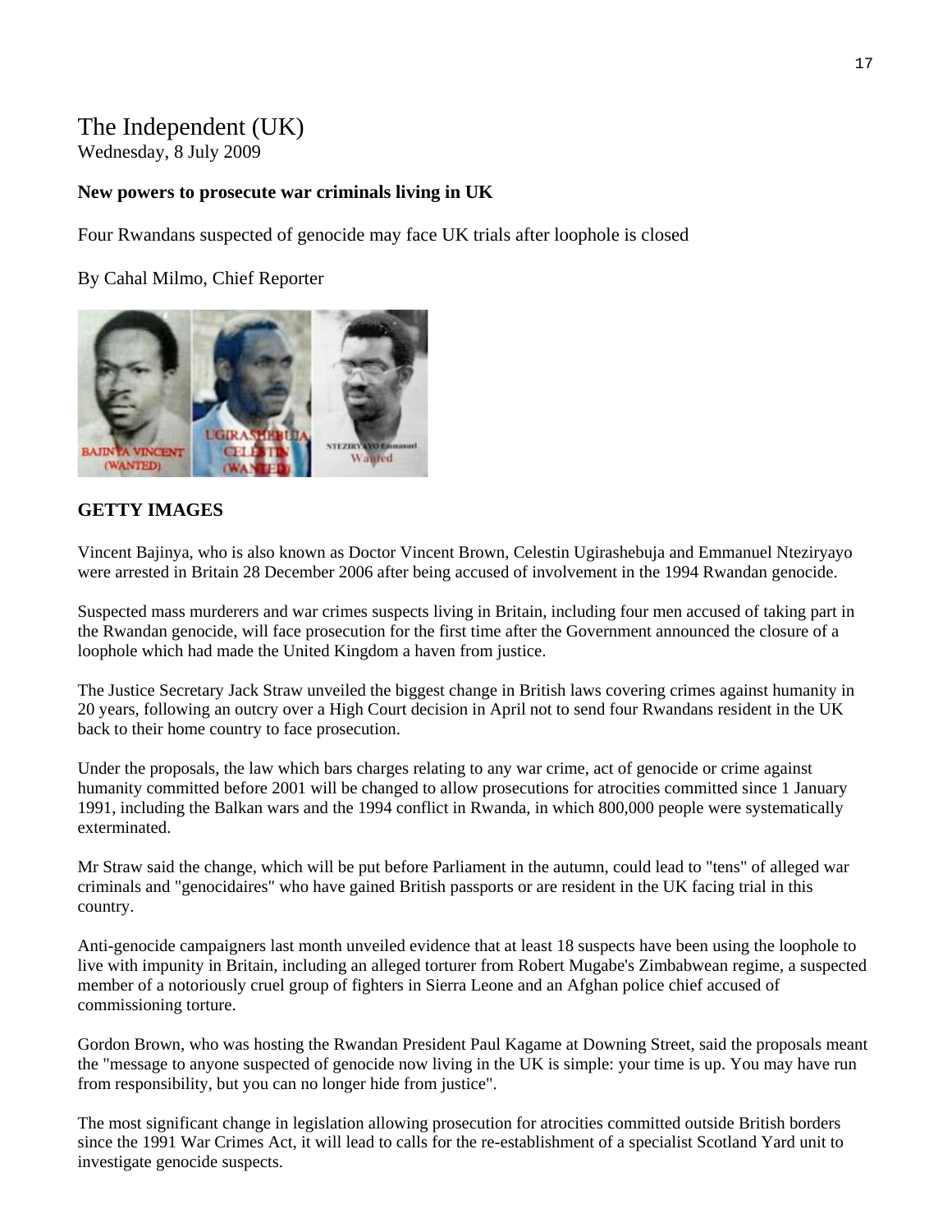# The Independent (UK)

Wednesday, 8 July 2009

**New powers to prosecute war criminals living in UK**

Four Rwandans suspected of genocide may face UK trials after loophole is closed

By Cahal Milmo, Chief Reporter

**GETTY IMAGES**

Vincent Bajinya, who is also known as Doctor Vincent Brown, Celestin Ugirashebuja and Emmanuel Nteziryayo were arrested in Britain 28 December 2006 after being accused of involvement in the 1994 Rwandan genocide.

Suspected mass murderers and war crimes suspects living in Britain, including four men accused of taking part in the Rwandan genocide, will face prosecution for the first time after the Government announced the closure of a loophole which had made the United Kingdom a haven from justice.

The Justice Secretary Jack Straw unveiled the biggest change in British laws covering crimes against humanity in 20 years, following an outcry over a High Court decision in April not to send four Rwandans resident in the UK back to their home country to face prosecution.

Under the proposals, the law which bars charges relating to any war crime, act of genocide or crime against humanity committed before 2001 will be changed to allow prosecutions for atrocities committed since 1 January 1991, including the Balkan wars and the 1994 conflict in Rwanda, in which 800,000 people were systematically exterminated.

Mr Straw said the change, which will be put before Parliament in the autumn, could lead to "tens" of alleged war criminals and "genocidaires" who have gained British passports or are resident in the UK facing trial in this country.

Anti-genocide campaigners last month unveiled evidence that at least 18 suspects have been using the loophole to live with impunity in Britain, including an alleged torturer from Robert Mugabe's Zimbabwean regime, a suspected member of a notoriously cruel group of fighters in Sierra Leone and an Afghan police chief accused of commissioning torture.

Gordon Brown, who was hosting the Rwandan President Paul Kagame at Downing Street, said the proposals meant the "message to anyone suspected of genocide now living in the UK is simple: your time is up. You may have run from responsibility, but you can no longer hide from justice".

The most significant change in legislation allowing prosecution for atrocities committed outside British borders since the 1991 War Crimes Act, it will lead to calls for the re-establishment of a specialist Scotland Yard unit to investigate genocide suspects.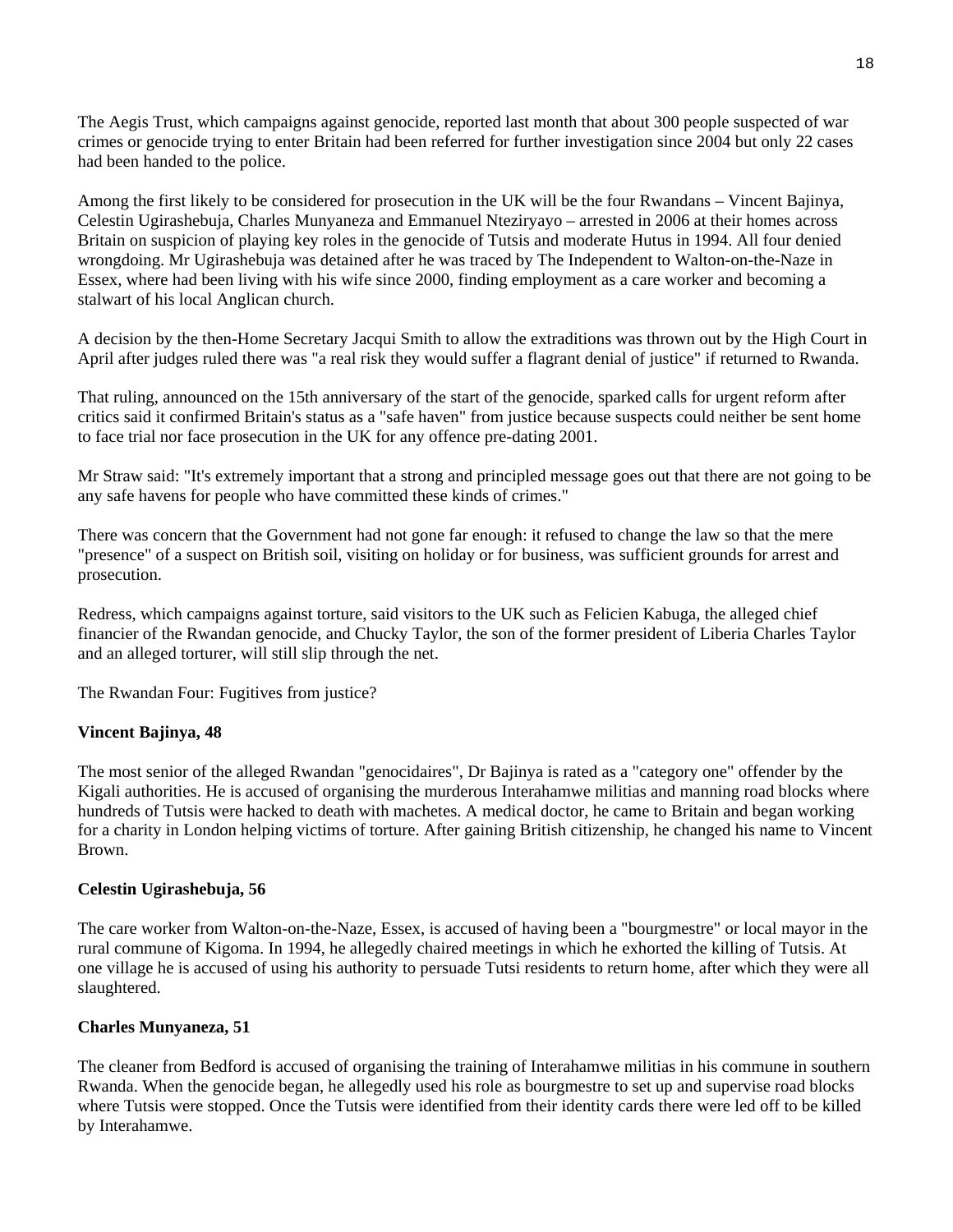The Aegis Trust, which campaigns against genocide, reported last month that about 300 people suspected of war crimes or genocide trying to enter Britain had been referred for further investigation since 2004 but only 22 cases had been handed to the police.

Among the first likely to be considered for prosecution in the UK will be the four Rwandans – Vincent Bajinya, Celestin Ugirashebuja, Charles Munyaneza and Emmanuel Nteziryayo – arrested in 2006 at their homes across Britain on suspicion of playing key roles in the genocide of Tutsis and moderate Hutus in 1994. All four denied wrongdoing. Mr Ugirashebuja was detained after he was traced by The Independent to Walton-on-the-Naze in Essex, where had been living with his wife since 2000, finding employment as a care worker and becoming a stalwart of his local Anglican church.

A decision by the then-Home Secretary Jacqui Smith to allow the extraditions was thrown out by the High Court in April after judges ruled there was "a real risk they would suffer a flagrant denial of justice" if returned to Rwanda.

That ruling, announced on the 15th anniversary of the start of the genocide, sparked calls for urgent reform after critics said it confirmed Britain's status as a "safe haven" from justice because suspects could neither be sent home to face trial nor face prosecution in the UK for any offence pre-dating 2001.

Mr Straw said: "It's extremely important that a strong and principled message goes out that there are not going to be any safe havens for people who have committed these kinds of crimes."

There was concern that the Government had not gone far enough: it refused to change the law so that the mere "presence" of a suspect on British soil, visiting on holiday or for business, was sufficient grounds for arrest and prosecution.

Redress, which campaigns against torture, said visitors to the UK such as Felicien Kabuga, the alleged chief financier of the Rwandan genocide, and Chucky Taylor, the son of the former president of Liberia Charles Taylor and an alleged torturer, will still slip through the net.

The Rwandan Four: Fugitives from justice?

**Vincent Bajinya, 48**

The most senior of the alleged Rwandan "genocidaires", Dr Bajinya is rated as a "category one" offender by the Kigali authorities. He is accused of organising the murderous Interahamwe militias and manning road blocks where hundreds of Tutsis were hacked to death with machetes. A medical doctor, he came to Britain and began working for a charity in London helping victims of torture. After gaining British citizenship, he changed his name to Vincent Brown.

**Celestin Ugirashebuja, 56**

The care worker from Walton-on-the-Naze, Essex, is accused of having been a "bourgmestre" or local mayor in the rural commune of Kigoma. In 1994, he allegedly chaired meetings in which he exhorted the killing of Tutsis. At one village he is accused of using his authority to persuade Tutsi residents to return home, after which they were all slaughtered.

**Charles Munyaneza, 51**

The cleaner from Bedford is accused of organising the training of Interahamwe militias in his commune in southern Rwanda. When the genocide began, he allegedly used his role as bourgmestre to set up and supervise road blocks where Tutsis were stopped. Once the Tutsis were identified from their identity cards there were led off to be killed by Interahamwe.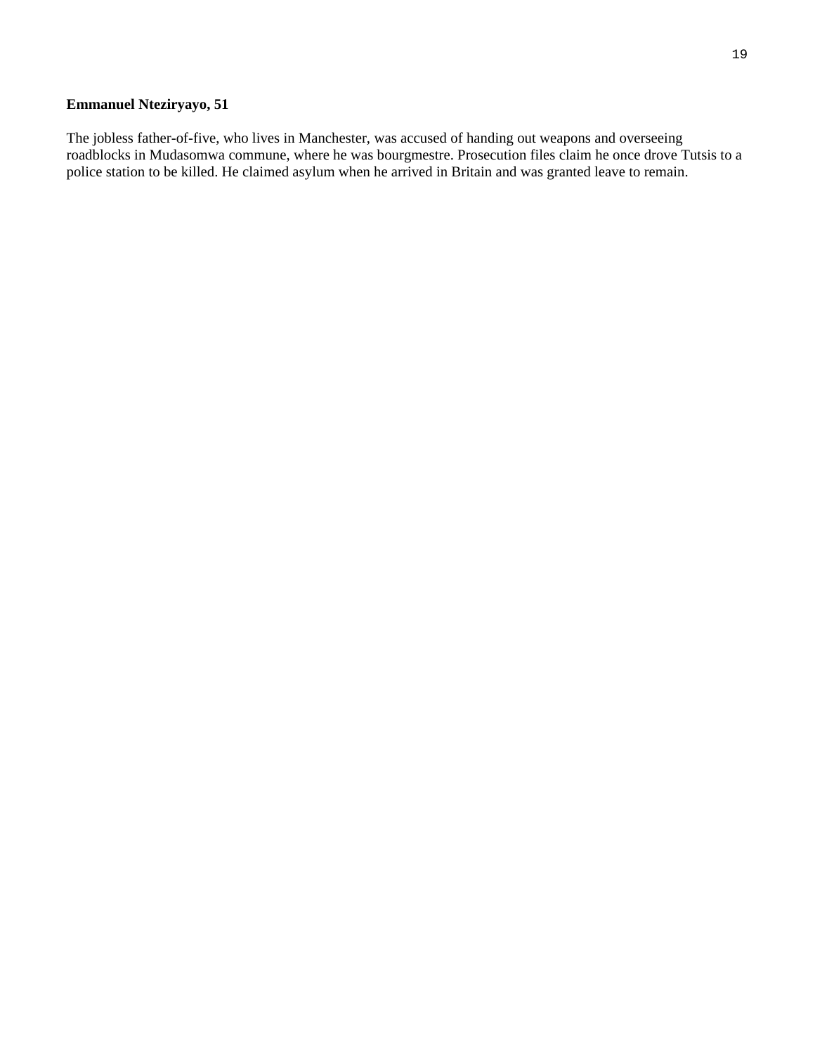**Emmanuel Nteziryayo, 51**

The jobless father-of-five, who lives in Manchester, was accused of handing out weapons and overseeing roadblocks in Mudasomwa commune, where he was bourgmestre. Prosecution files claim he once drove Tutsis to a police station to be killed. He claimed asylum when he arrived in Britain and was granted leave to remain.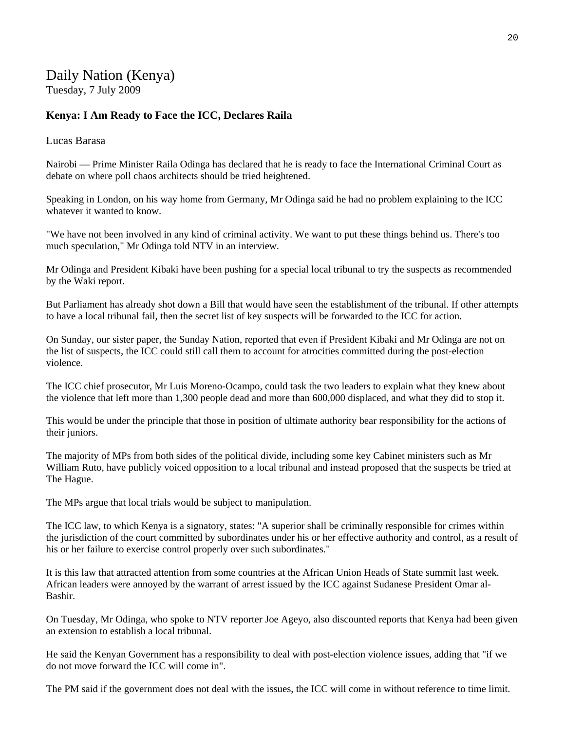# Daily Nation (Kenya)

Tuesday, 7 July 2009

### Kenya: I Am Ready to Face the ICC, Declares Raila

Lucas Barasa

Nairobi — Prime Minister Raila Odinga has declared that he is ready to face the International Criminal Court as debate on where poll chaos architects should be tried heightened.

Speaking in London, on his way home from Germany, Mr Odinga said he had no problem explaining to the ICC whatever it wanted to know.

"We have not been involved in any kind of criminal activity. We want to put these things behind us. There's too much speculation," Mr Odinga told NTV in an interview.

Mr Odinga and President Kibaki have been pushing for a special local tribunal to try the suspects as recommended by the Waki report.

But Parliament has already shot down a Bill that would have seen the establishment of the tribunal. If other attempts to have a local tribunal fail, then the secret list of key suspects will be forwarded to the ICC for action.

On Sunday, our sister paper, the Sunday Nation, reported that even if President Kibaki and Mr Odinga are not on the list of suspects, the ICC could still call them to account for atrocities committed during the post-election violence.

The ICC chief prosecutor, Mr Luis Moreno-Ocampo, could task the two leaders to explain what they knew about the violence that left more than 1,300 people dead and more than 600,000 displaced, and what they did to stop it.

This would be under the principle that those in position of ultimate authority bear responsibility for the actions of their juniors.

The majority of MPs from both sides of the political divide, including some key Cabinet ministers such as Mr William Ruto, have publicly voiced opposition to a local tribunal and instead proposed that the suspects be tried at The Hague.

The MPs argue that local trials would be subject to manipulation.

The ICC law, to which Kenya is a signatory, states: "A superior shall be criminally responsible for crimes within the jurisdiction of the court committed by subordinates under his or her effective authority and control, as a result of his or her failure to exercise control properly over such subordinates."

It is this law that attracted attention from some countries at the African Union Heads of State summit last week. African leaders were annoyed by the warrant of arrest issued by the ICC against Sudanese President Omar al-Bashir.

On Tuesday, Mr Odinga, who spoke to NTV reporter Joe Ageyo, also discounted reports that Kenya had been given an extension to establish a local tribunal.

He said the Kenyan Government has a responsibility to deal with post-election violence issues, adding that "if we do not move forward the ICC will come in".

The PM said if the government does not deal with the issues, the ICC will come in without reference to time limit.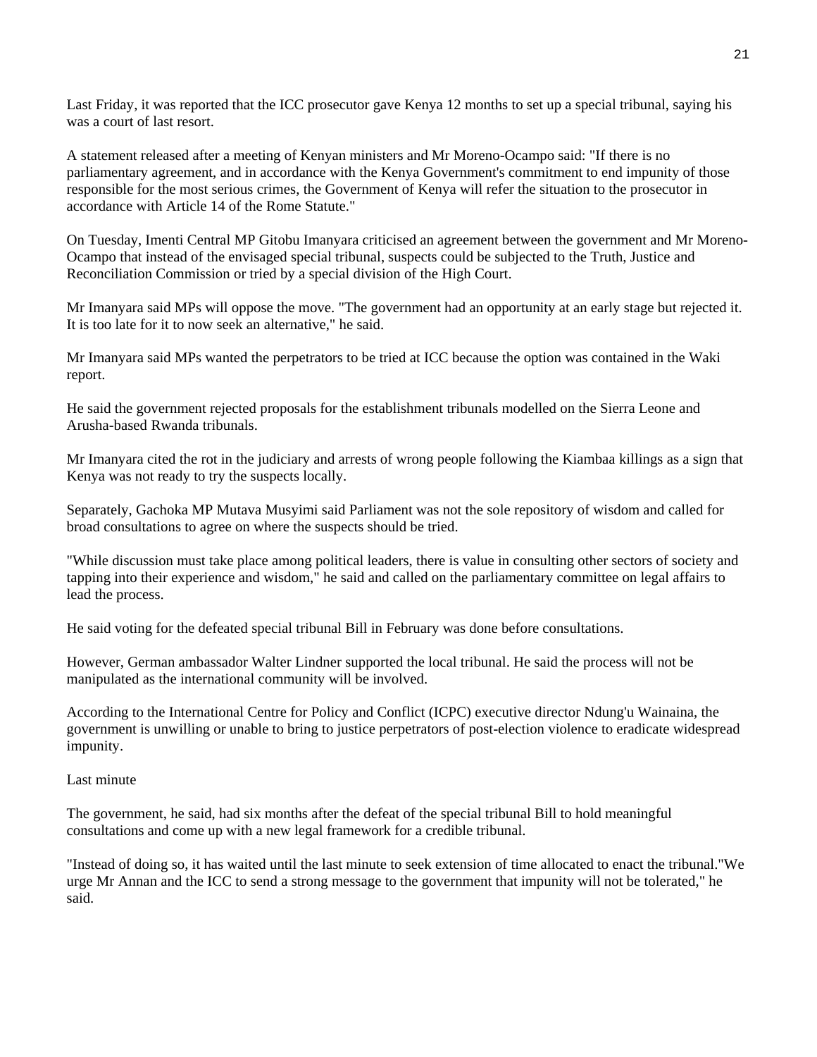Last Friday, it was reported that the ICC prosecutor gave Kenya 12 months to set up a special tribunal, saying his was a court of last resort.

A statement released after a meeting of Kenyan ministers and Mr Moreno-Ocampo said: "If there is no parliamentary agreement, and in accordance with the Kenya Government's commitment to end impunity of those responsible for the most serious crimes, the Government of Kenya will refer the situation to the prosecutor in accordance with Article 14 of the Rome Statute."

On Tuesday, Imenti Central MP Gitobu Imanyara criticised an agreement between the government and Mr Moreno-Ocampo that instead of the envisaged special tribunal, suspects could be subjected to the Truth, Justice and Reconciliation Commission or tried by a special division of the High Court.

Mr Imanyara said MPs will oppose the move. "The government had an opportunity at an early stage but rejected it. It is too late for it to now seek an alternative," he said.

Mr Imanyara said MPs wanted the perpetrators to be tried at ICC because the option was contained in the Waki report.

He said the government rejected proposals for the establishment tribunals modelled on the Sierra Leone and Arusha-based Rwanda tribunals.

Mr Imanyara cited the rot in the judiciary and arrests of wrong people following the Kiambaa killings as a sign that Kenya was not ready to try the suspects locally.

Separately, Gachoka MP Mutava Musyimi said Parliament was not the sole repository of wisdom and called for broad consultations to agree on where the suspects should be tried.

"While discussion must take place among political leaders, there is value in consulting other sectors of society and tapping into their experience and wisdom," he said and called on the parliamentary committee on legal affairs to lead the process.

He said voting for the defeated special tribunal Bill in February was done before consultations.

However, German ambassador Walter Lindner supported the local tribunal. He said the process will not be manipulated as the international community will be involved.

According to the International Centre for Policy and Conflict (ICPC) executive director Ndung'u Wainaina, the government is unwilling or unable to bring to justice perpetrators of post-election violence to eradicate widespread impunity.

Last minute

The government, he said, had six months after the defeat of the special tribunal Bill to hold meaningful consultations and come up with a new legal framework for a credible tribunal.

"Instead of doing so, it has waited until the last minute to seek extension of time allocated to enact the tribunal."We urge Mr Annan and the ICC to send a strong message to the government that impunity will not be tolerated," he said.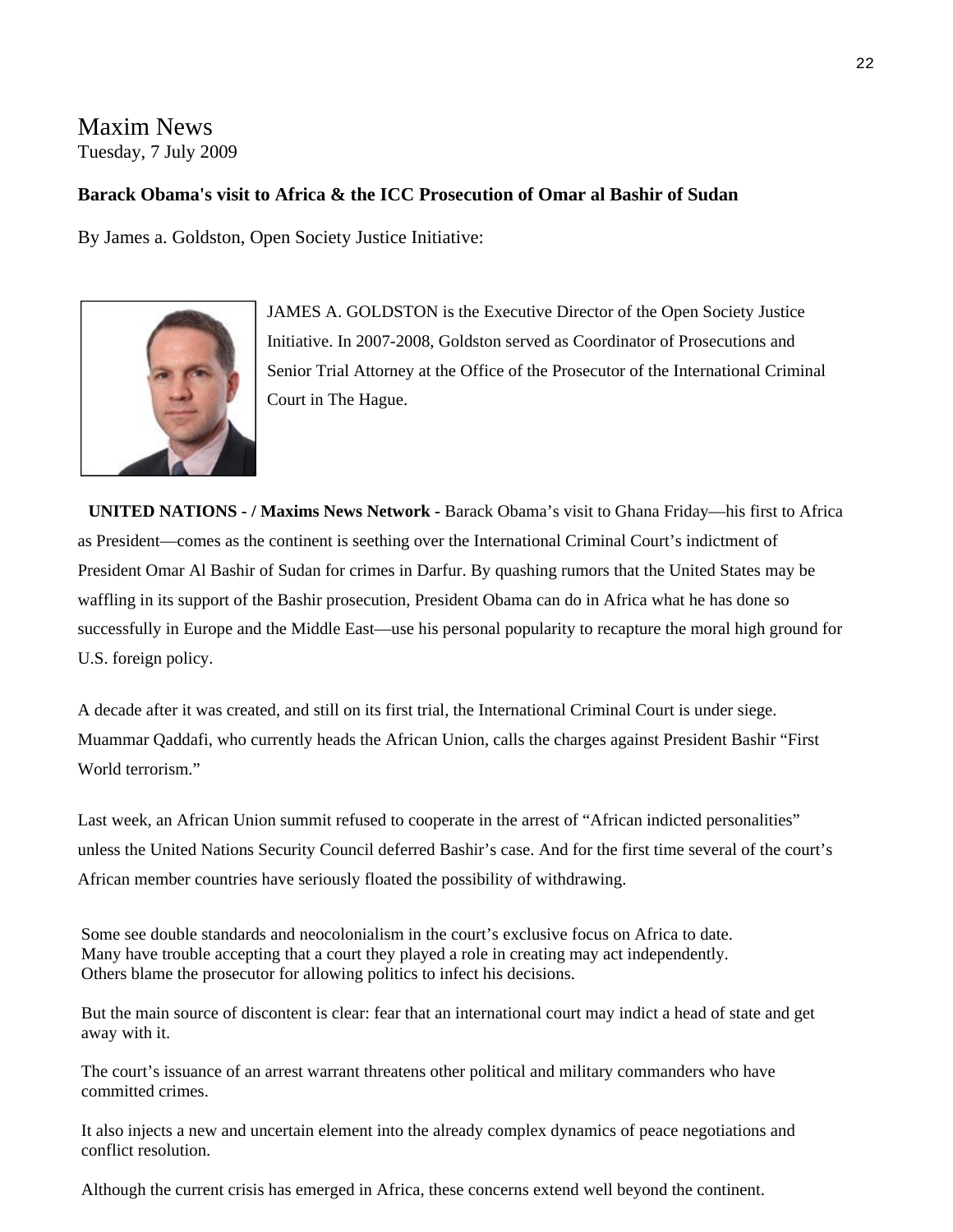# Maxim News

Tuesday, 7 July 2009

**Barack Obama's visit to Africa & the ICC Prosecution of Omar al Bashir of Sudan**

By James a. Goldston, Open Society Justice Initiative:

JAMES A. GOLDSTON is the Executive Director of the Open Society Justice Initiative. In 2007-2008, Goldston served as Coordinator of Prosecutions and Senior Trial Attorney at the Office of the Prosecutor of the International Criminal Court in The Hague.

**UNITED NATIONS - / Maxims News Network -** Barack Obama's visit to Ghana Friday—his first to Africa as President—comes as the continent is seething over the International Criminal Court's indictment of President Omar Al Bashir of Sudan for crimes in Darfur. By quashing rumors that the United States may be waffling in its support of the Bashir prosecution, President Obama can do in Africa what he has done so successfully in Europe and the Middle East—use his personal popularity to recapture the moral high ground for U.S. foreign policy.

A decade after it was created, and still on its first trial, the International Criminal Court is under siege. Muammar Qaddafi, who currently heads the African Union, calls the charges against President Bashir "First World terrorism."

Last week, an African Union summit refused to cooperate in the arrest of "African indicted personalities" unless the United Nations Security Council deferred Bashir's case. And for the first time several of the court's African member countries have seriously floated the possibility of withdrawing.

Some see double standards and neocolonialism in the court's exclusive focus on Africa to date. Many have trouble accepting that a court they played a role in creating may act independently. Others blame the prosecutor for allowing politics to infect his decisions.

But the main source of discontent is clear: fear that an international court may indict a head of state and get away with it.

The court's issuance of an arrest warrant threatens other political and military commanders who have committed crimes.

It also injects a new and uncertain element into the already complex dynamics of peace negotiations and conflict resolution.

Although the current crisis has emerged in Africa, these concerns extend well beyond the continent.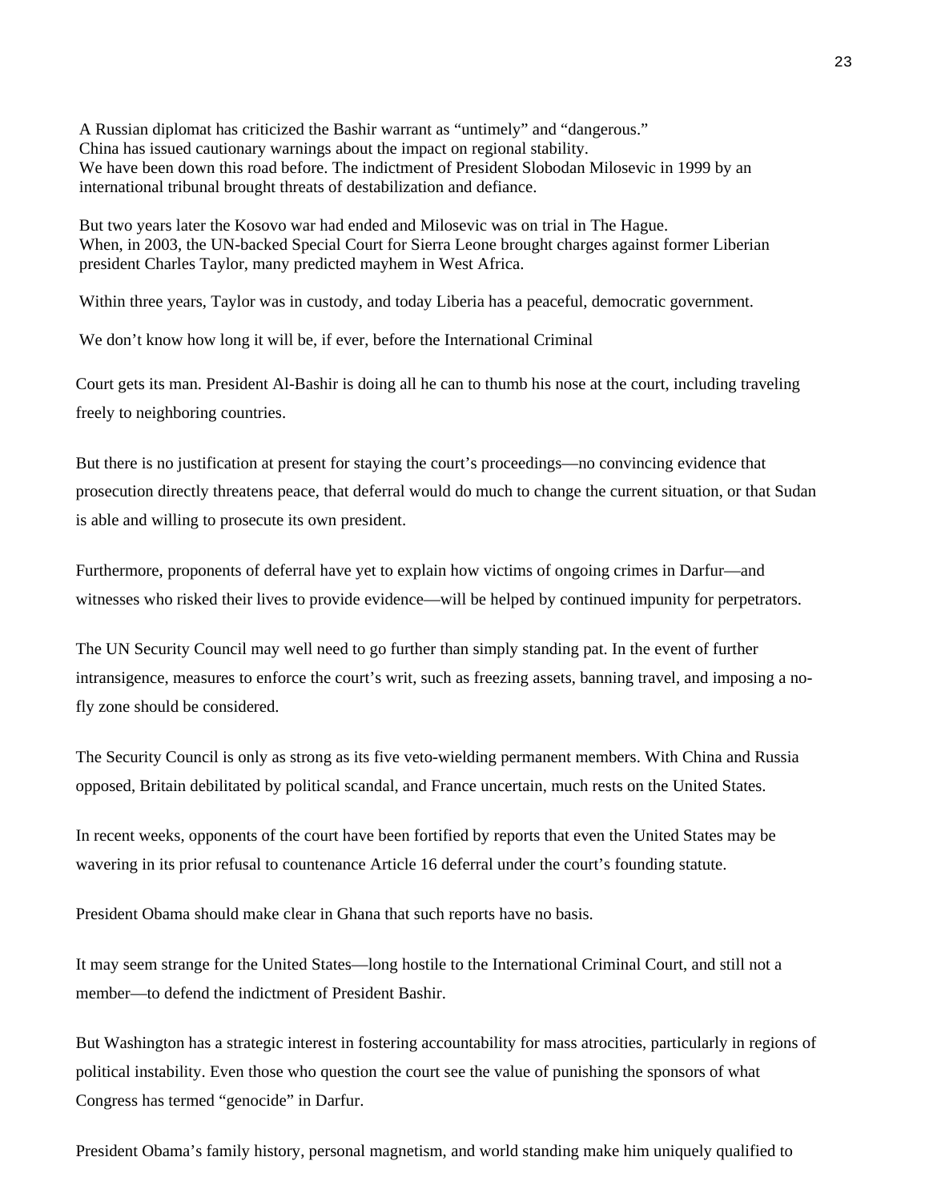A Russian diplomat has criticized the Bashir warrant as “untimely” and “dangerous.”
China has issued cautionary warnings about the impact on regional stability.
We have been down this road before. The indictment of President Slobodan Milosevic in 1999 by an international tribunal brought threats of destabilization and defiance.

But two years later the Kosovo war had ended and Milosevic was on trial in The Hague.
When, in 2003, the UN-backed Special Court for Sierra Leone brought charges against former Liberian president Charles Taylor, many predicted mayhem in West Africa.

Within three years, Taylor was in custody, and today Liberia has a peaceful, democratic government.

We don’t know how long it will be, if ever, before the International Criminal Court gets its man. President Al-Bashir is doing all he can to thumb his nose at the court, including traveling freely to neighboring countries.

But there is no justification at present for staying the court’s proceedings—no convincing evidence that prosecution directly threatens peace, that deferral would do much to change the current situation, or that Sudan is able and willing to prosecute its own president.

Furthermore, proponents of deferral have yet to explain how victims of ongoing crimes in Darfur—and witnesses who risked their lives to provide evidence—will be helped by continued impunity for perpetrators.

The UN Security Council may well need to go further than simply standing pat. In the event of further intransigence, measures to enforce the court’s writ, such as freezing assets, banning travel, and imposing a no-fly zone should be considered.

The Security Council is only as strong as its five veto-wielding permanent members. With China and Russia opposed, Britain debilitated by political scandal, and France uncertain, much rests on the United States.

In recent weeks, opponents of the court have been fortified by reports that even the United States may be wavering in its prior refusal to countenance Article 16 deferral under the court’s founding statute.

President Obama should make clear in Ghana that such reports have no basis.

It may seem strange for the United States—long hostile to the International Criminal Court, and still not a member—to defend the indictment of President Bashir.

But Washington has a strategic interest in fostering accountability for mass atrocities, particularly in regions of political instability. Even those who question the court see the value of punishing the sponsors of what Congress has termed “genocide” in Darfur.

President Obama’s family history, personal magnetism, and world standing make him uniquely qualified to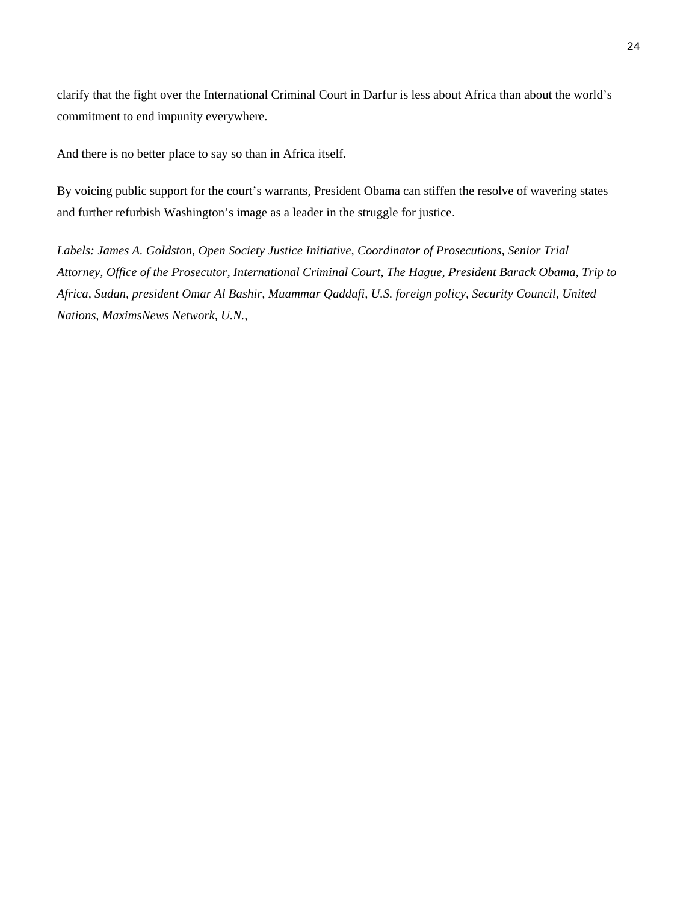clarify that the fight over the International Criminal Court in Darfur is less about Africa than about the world's commitment to end impunity everywhere.

And there is no better place to say so than in Africa itself.

By voicing public support for the court's warrants, President Obama can stiffen the resolve of wavering states and further refurbish Washington's image as a leader in the struggle for justice.

*Labels: James A. Goldston, Open Society Justice Initiative, Coordinator of Prosecutions, Senior Trial Attorney, Office of the Prosecutor, International Criminal Court, The Hague, President Barack Obama, Trip to Africa, Sudan, president Omar Al Bashir, Muammar Qaddafi, U.S. foreign policy, Security Council, United Nations, MaximsNews Network, U.N.,*